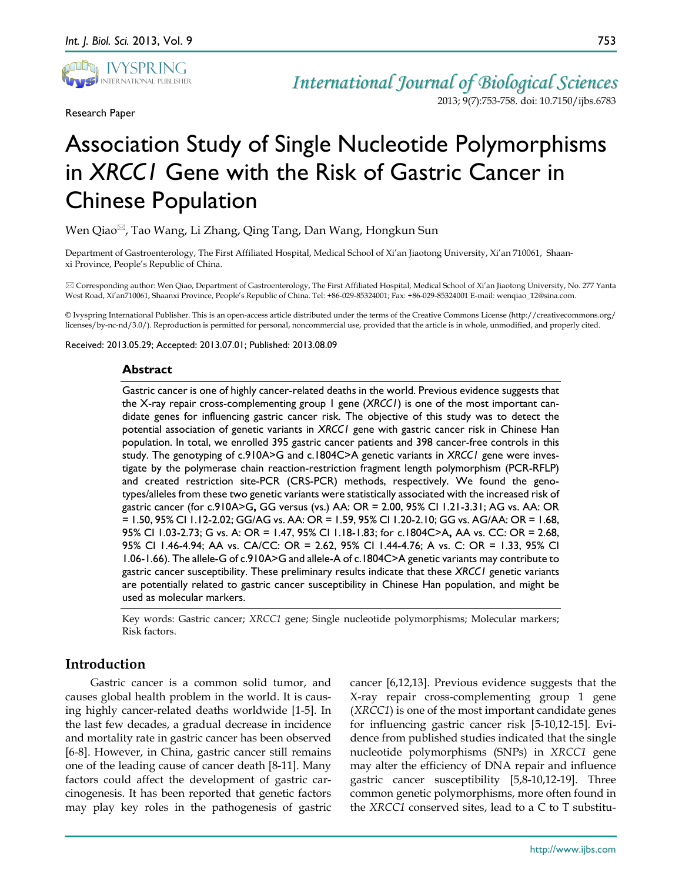Research Paper

# Association Study of Single Nucleotide Polymorphisms in *XRCC1* Gene with the Risk of Gastric Cancer in Chinese Population

Wen Qiao✉, Tao Wang, Li Zhang, Qing Tang, Dan Wang, Hongkun Sun

Department of Gastroenterology, The First Affiliated Hospital, Medical School of Xi'an Jiaotong University, Xi'an 710061, Shaanxi Province, People's Republic of China.

✉ Corresponding author: Wen Qiao, Department of Gastroenterology, The First Affiliated Hospital, Medical School of Xi'an Jiaotong University, No. 277 Yanta West Road, Xi'an710061, Shaanxi Province, People's Republic of China. Tel: +86-029-85324001; Fax: +86-029-85324001 E-mail: wenqiao_12@sina.com.

© Ivyspring International Publisher. This is an open-access article distributed under the terms of the Creative Commons License (http://creativecommons.org/licenses/by-nc-nd/3.0/). Reproduction is permitted for personal, noncommercial use, provided that the article is in whole, unmodified, and properly cited.

Received: 2013.05.29; Accepted: 2013.07.01; Published: 2013.08.09

## Abstract

Gastric cancer is one of highly cancer-related deaths in the world. Previous evidence suggests that the X-ray repair cross-complementing group 1 gene (*XRCC1*) is one of the most important candidate genes for influencing gastric cancer risk. The objective of this study was to detect the potential association of genetic variants in *XRCC1* gene with gastric cancer risk in Chinese Han population. In total, we enrolled 395 gastric cancer patients and 398 cancer-free controls in this study. The genotyping of c.910A>G and c.1804C>A genetic variants in *XRCC1* gene were investigate by the polymerase chain reaction-restriction fragment length polymorphism (PCR-RFLP) and created restriction site-PCR (CRS-PCR) methods, respectively. We found the genotypes/alleles from these two genetic variants were statistically associated with the increased risk of gastric cancer (for c.910A>G**,** GG versus (vs.) AA: OR = 2.00, 95% CI 1.21-3.31; AG vs. AA: OR = 1.50, 95% CI 1.12-2.02; GG/AG vs. AA: OR = 1.59, 95% CI 1.20-2.10; GG vs. AG/AA: OR = 1.68, 95% CI 1.03-2.73; G vs. A: OR = 1.47, 95% CI 1.18-1.83; for c.1804C>A**,** AA vs. CC: OR = 2.68, 95% CI 1.46-4.94; AA vs. CA/CC: OR = 2.62, 95% CI 1.44-4.76; A vs. C: OR = 1.33, 95% CI 1.06-1.66). The allele-G of c.910A>G and allele-A of c.1804C>A genetic variants may contribute to gastric cancer susceptibility. These preliminary results indicate that these *XRCC1* genetic variants are potentially related to gastric cancer susceptibility in Chinese Han population, and might be used as molecular markers.

Key words: Gastric cancer; *XRCC1* gene; Single nucleotide polymorphisms; Molecular markers; Risk factors.

## Introduction

Gastric cancer is a common solid tumor, and causes global health problem in the world. It is causing highly cancer-related deaths worldwide [1-5]. In the last few decades, a gradual decrease in incidence and mortality rate in gastric cancer has been observed [6-8]. However, in China, gastric cancer still remains one of the leading cause of cancer death [8-11]. Many factors could affect the development of gastric carcinogenesis. It has been reported that genetic factors may play key roles in the pathogenesis of gastric cancer [6,12,13]. Previous evidence suggests that the X-ray repair cross-complementing group 1 gene (*XRCC1*) is one of the most important candidate genes for influencing gastric cancer risk [5-10,12-15]. Evidence from published studies indicated that the single nucleotide polymorphisms (SNPs) in *XRCC1* gene may alter the efficiency of DNA repair and influence gastric cancer susceptibility [5,8-10,12-19]. Three common genetic polymorphisms, more often found in the *XRCC1* conserved sites, lead to a C to T substitu-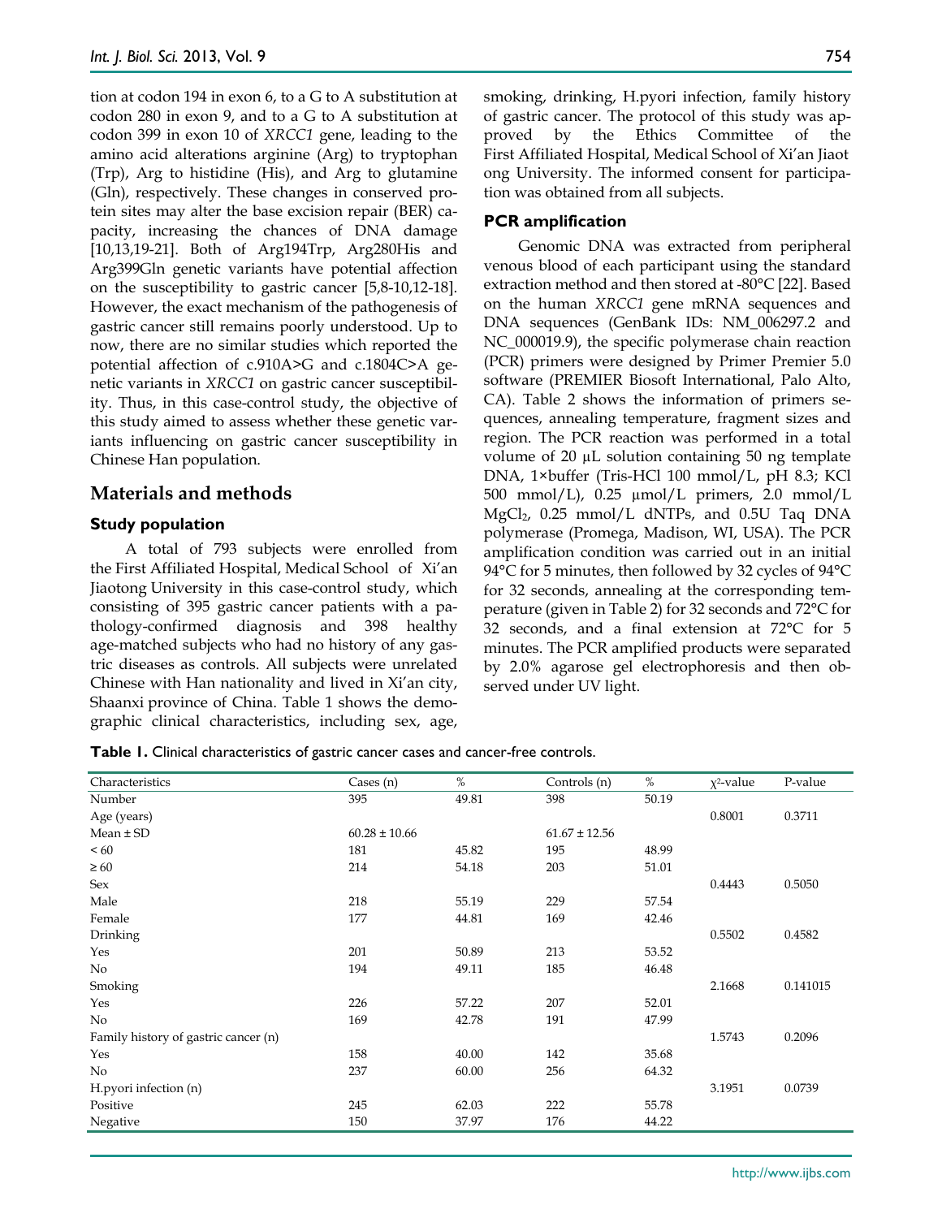tion at codon 194 in exon 6, to a G to A substitution at codon 280 in exon 9, and to a G to A substitution at codon 399 in exon 10 of *XRCC1* gene, leading to the amino acid alterations arginine (Arg) to tryptophan (Trp), Arg to histidine (His), and Arg to glutamine (Gln), respectively. These changes in conserved protein sites may alter the base excision repair (BER) capacity, increasing the chances of DNA damage [10,13,19-21]. Both of Arg194Trp, Arg280His and Arg399Gln genetic variants have potential affection on the susceptibility to gastric cancer [5,8-10,12-18]. However, the exact mechanism of the pathogenesis of gastric cancer still remains poorly understood. Up to now, there are no similar studies which reported the potential affection of c.910A>G and c.1804C>A genetic variants in *XRCC1* on gastric cancer susceptibility. Thus, in this case-control study, the objective of this study aimed to assess whether these genetic variants influencing on gastric cancer susceptibility in Chinese Han population.

## Materials and methods

### Study population

A total of 793 subjects were enrolled from the First Affiliated Hospital, Medical School of Xi'an Jiaotong University in this case-control study, which consisting of 395 gastric cancer patients with a pathology-confirmed diagnosis and 398 healthy age-matched subjects who had no history of any gastric diseases as controls. All subjects were unrelated Chinese with Han nationality and lived in Xi'an city, Shaanxi province of China. Table 1 shows the demographic clinical characteristics, including sex, age, smoking, drinking, H.pyori infection, family history of gastric cancer. The protocol of this study was approved by the Ethics Committee of the First Affiliated Hospital, Medical School of Xi'an Jiaotong University. The informed consent for participation was obtained from all subjects.

### PCR amplification

Genomic DNA was extracted from peripheral venous blood of each participant using the standard extraction method and then stored at -80°C [22]. Based on the human *XRCC1* gene mRNA sequences and DNA sequences (GenBank IDs: NM_006297.2 and NC_000019.9), the specific polymerase chain reaction (PCR) primers were designed by Primer Premier 5.0 software (PREMIER Biosoft International, Palo Alto, CA). Table 2 shows the information of primers sequences, annealing temperature, fragment sizes and region. The PCR reaction was performed in a total volume of 20 μL solution containing 50 ng template DNA, 1×buffer (Tris-HCl 100 mmol/L, pH 8.3; KCl 500 mmol/L), 0.25 μmol/L primers, 2.0 mmol/L $MgCl_2$, 0.25 mmol/L dNTPs, and 0.5U Taq DNA polymerase (Promega, Madison, WI, USA). The PCR amplification condition was carried out in an initial 94°C for 5 minutes, then followed by 32 cycles of 94°C for 32 seconds, annealing at the corresponding temperature (given in Table 2) for 32 seconds and 72°C for 32 seconds, and a final extension at 72°C for 5 minutes. The PCR amplified products were separated by 2.0% agarose gel electrophoresis and then observed under UV light.

**Table 1.** Clinical characteristics of gastric cancer cases and cancer-free controls.

| Characteristics | Cases (n) | % | Controls (n) | % | $\chi^2$-value | P-value |
|---|---|---|---|---|---|---|
| Number | 395 | 49.81 | 398 | 50.19 | | |
| Age (years) | | | | | 0.8001 | 0.3711 |
| Mean ± SD | 60.28 ± 10.66 | | 61.67 ± 12.56 | | | |
| < 60 | 181 | 45.82 | 195 | 48.99 | | |
| ≥ 60 | 214 | 54.18 | 203 | 51.01 | | |
| Sex | | | | | 0.4443 | 0.5050 |
| Male | 218 | 55.19 | 229 | 57.54 | | |
| Female | 177 | 44.81 | 169 | 42.46 | | |
| Drinking | | | | | 0.5502 | 0.4582 |
| Yes | 201 | 50.89 | 213 | 53.52 | | |
| No | 194 | 49.11 | 185 | 46.48 | | |
| Smoking | | | | | 2.1668 | 0.141015 |
| Yes | 226 | 57.22 | 207 | 52.01 | | |
| No | 169 | 42.78 | 191 | 47.99 | | |
| Family history of gastric cancer (n) | | | | | 1.5743 | 0.2096 |
| Yes | 158 | 40.00 | 142 | 35.68 | | |
| No | 237 | 60.00 | 256 | 64.32 | | |
| H.pyori infection (n) | | | | | 3.1951 | 0.0739 |
| Positive | 245 | 62.03 | 222 | 55.78 | | |
| Negative | 150 | 37.97 | 176 | 44.22 | | |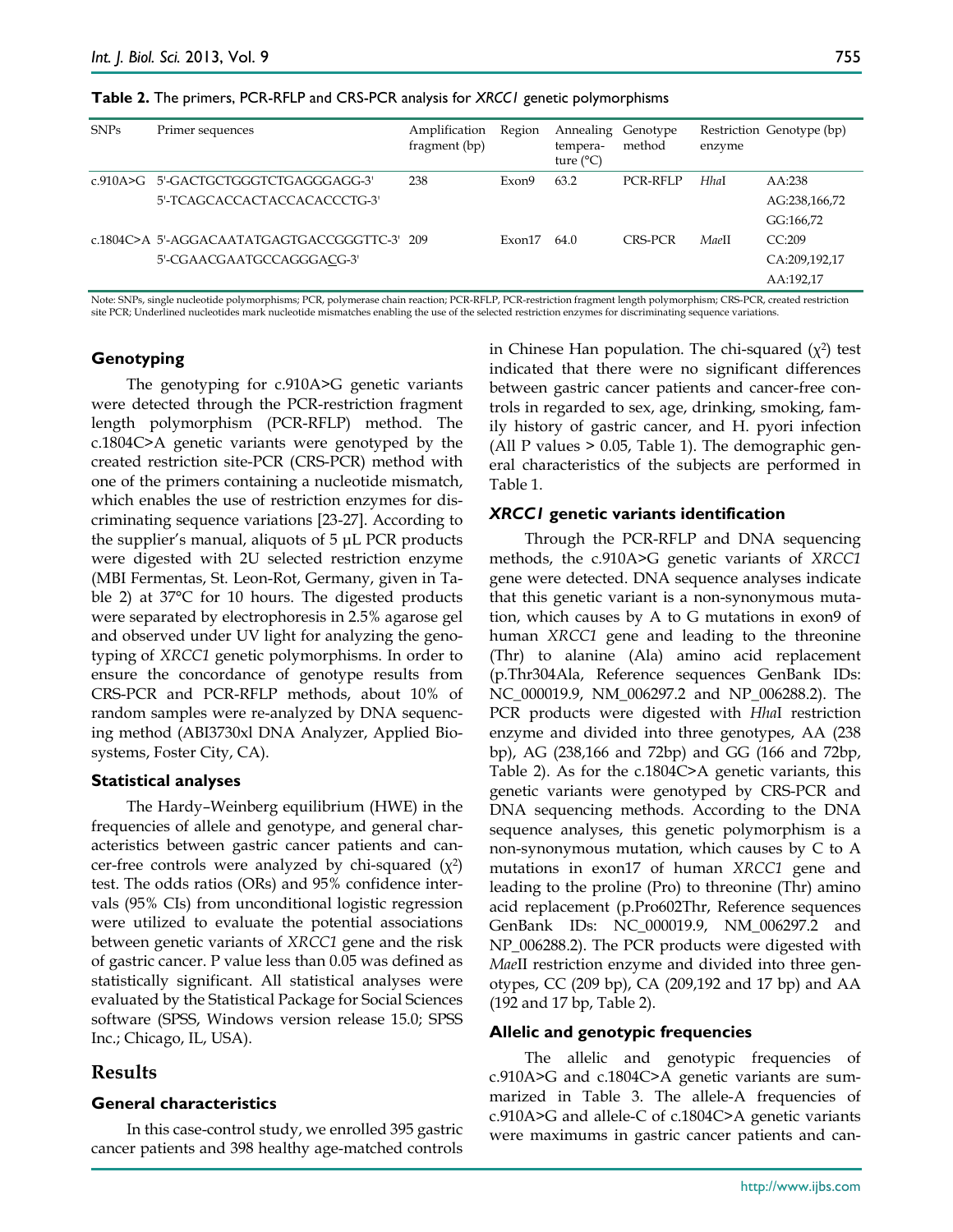**Table 2.** The primers, PCR-RFLP and CRS-PCR analysis for *XRCC1* genetic polymorphisms

| SNPs | Primer sequences | Amplification fragment (bp) | Region | Annealing temperature (°C) | Genotype method | Restriction enzyme | Genotype (bp) |
|---|---|---|---|---|---|---|---|
| c.910A>G | 5'-GACTGCTGGGTCTGAGGGAGG-3' | 238 | Exon9 | 63.2 | PCR-RFLP | *Hha*I | AA:238 |
| | 5'-TCAGCACCACTACCACACCCTG-3' | | | | | | AG:238,166,72 |
| | | | | | | | GG:166,72 |
| c.1804C>A | 5'-AGGACAATATGAGTGACCGGGTTC-3' | 209 | Exon17 | 64.0 | CRS-PCR | *Mae*II | CC:209 |
| | 5'-CGAACGAATGCCAGGGA<u>C</u>G-3' | | | | | | CA:209,192,17 |
| | | | | | | | AA:192,17 |

Note: SNPs, single nucleotide polymorphisms; PCR, polymerase chain reaction; PCR-RFLP, PCR-restriction fragment length polymorphism; CRS-PCR, created restriction site PCR; Underlined nucleotides mark nucleotide mismatches enabling the use of the selected restriction enzymes for discriminating sequence variations.

### Genotyping

The genotyping for c.910A>G genetic variants were detected through the PCR-restriction fragment length polymorphism (PCR-RFLP) method. The c.1804C>A genetic variants were genotyped by the created restriction site-PCR (CRS-PCR) method with one of the primers containing a nucleotide mismatch, which enables the use of restriction enzymes for discriminating sequence variations [23-27]. According to the supplier's manual, aliquots of 5 μL PCR products were digested with 2U selected restriction enzyme (MBI Fermentas, St. Leon-Rot, Germany, given in Table 2) at 37°C for 10 hours. The digested products were separated by electrophoresis in 2.5% agarose gel and observed under UV light for analyzing the genotyping of *XRCC1* genetic polymorphisms. In order to ensure the concordance of genotype results from CRS-PCR and PCR-RFLP methods, about 10% of random samples were re-analyzed by DNA sequencing method (ABI3730xl DNA Analyzer, Applied Biosystems, Foster City, CA).

### Statistical analyses

The Hardy–Weinberg equilibrium (HWE) in the frequencies of allele and genotype, and general characteristics between gastric cancer patients and cancer-free controls were analyzed by chi-squared ($\chi^2$) test. The odds ratios (ORs) and 95% confidence intervals (95% CIs) from unconditional logistic regression were utilized to evaluate the potential associations between genetic variants of *XRCC1* gene and the risk of gastric cancer. P value less than 0.05 was defined as statistically significant. All statistical analyses were evaluated by the Statistical Package for Social Sciences software (SPSS, Windows version release 15.0; SPSS Inc.; Chicago, IL, USA).

## Results

### General characteristics

In this case-control study, we enrolled 395 gastric cancer patients and 398 healthy age-matched controls in Chinese Han population. The chi-squared ($\chi^2$) test indicated that there were no significant differences between gastric cancer patients and cancer-free controls in regarded to sex, age, drinking, smoking, family history of gastric cancer, and H. pyori infection (All P values > 0.05, Table 1). The demographic general characteristics of the subjects are performed in Table 1.

### *XRCC1* genetic variants identification

Through the PCR-RFLP and DNA sequencing methods, the c.910A>G genetic variants of *XRCC1* gene were detected. DNA sequence analyses indicate that this genetic variant is a non-synonymous mutation, which causes by A to G mutations in exon9 of human *XRCC1* gene and leading to the threonine (Thr) to alanine (Ala) amino acid replacement (p.Thr304Ala, Reference sequences GenBank IDs: NC_000019.9, NM_006297.2 and NP_006288.2). The PCR products were digested with *Hha*I restriction enzyme and divided into three genotypes, AA (238 bp), AG (238,166 and 72bp) and GG (166 and 72bp, Table 2). As for the c.1804C>A genetic variants, this genetic variants were genotyped by CRS-PCR and DNA sequencing methods. According to the DNA sequence analyses, this genetic polymorphism is a non-synonymous mutation, which causes by C to A mutations in exon17 of human *XRCC1* gene and leading to the proline (Pro) to threonine (Thr) amino acid replacement (p.Pro602Thr, Reference sequences GenBank IDs: NC_000019.9, NM_006297.2 and NP_006288.2). The PCR products were digested with *Mae*II restriction enzyme and divided into three genotypes, CC (209 bp), CA (209,192 and 17 bp) and AA (192 and 17 bp, Table 2).

### Allelic and genotypic frequencies

The allelic and genotypic frequencies of c.910A>G and c.1804C>A genetic variants are summarized in Table 3. The allele-A frequencies of c.910A>G and allele-C of c.1804C>A genetic variants were maximums in gastric cancer patients and can-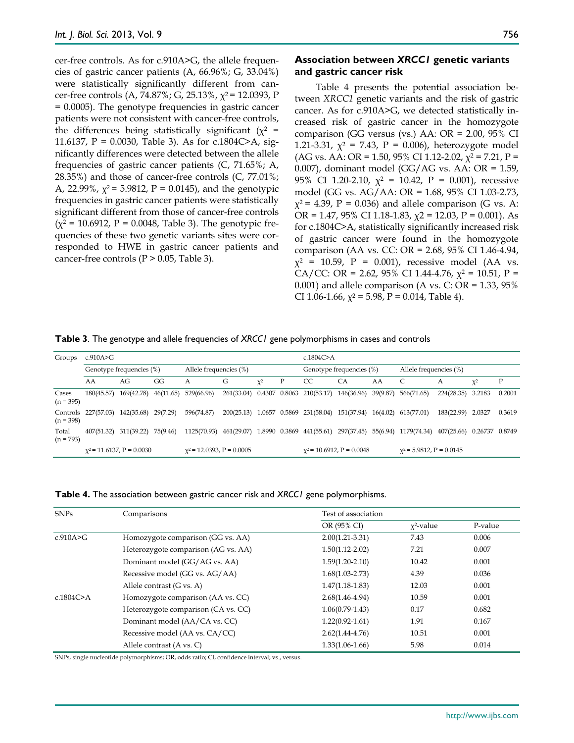cer-free controls. As for c.910A>G, the allele frequencies of gastric cancer patients (A, 66.96%; G, 33.04%) were statistically significantly different from cancer-free controls (A, 74.87%; G, 25.13%, $\chi^2$ = 12.0393, P = 0.0005). The genotype frequencies in gastric cancer patients were not consistent with cancer-free controls, the differences being statistically significant ($\chi^2$ = 11.6137, P = 0.0030, Table 3). As for c.1804C>A, significantly differences were detected between the allele frequencies of gastric cancer patients (C, 71.65%; A, 28.35%) and those of cancer-free controls (C, 77.01%; A, 22.99%, $\chi^2$ = 5.9812, P = 0.0145), and the genotypic frequencies in gastric cancer patients were statistically significant different from those of cancer-free controls ($\chi^2$ = 10.6912, P = 0.0048, Table 3). The genotypic frequencies of these two genetic variants sites were corresponded to HWE in gastric cancer patients and cancer-free controls (P > 0.05, Table 3).

## Association between *XRCC1* genetic variants and gastric cancer risk

Table 4 presents the potential association between *XRCC1* genetic variants and the risk of gastric cancer. As for c.910A>G, we detected statistically increased risk of gastric cancer in the homozygote comparison (GG versus (vs.) AA: OR = 2.00, 95% CI 1.21-3.31, $\chi^2$ = 7.43, P = 0.006), heterozygote model (AG vs. AA: OR = 1.50, 95% CI 1.12-2.02, $\chi^2$ = 7.21, P = 0.007), dominant model (GG/AG vs. AA: OR = 1.59, 95% CI 1.20-2.10, $\chi^2$ = 10.42, P = 0.001), recessive model (GG vs. AG/AA: OR = 1.68, 95% CI 1.03-2.73, $\chi^2$ = 4.39, P = 0.036) and allele comparison (G vs. A: OR = 1.47, 95% CI 1.18-1.83, $\chi$2 = 12.03, P = 0.001). As for c.1804C>A, statistically significantly increased risk of gastric cancer were found in the homozygote comparison (AA vs. CC: OR = 2.68, 95% CI 1.46-4.94, $\chi^2$ = 10.59, P = 0.001), recessive model (AA vs. CA/CC: OR = 2.62, 95% CI 1.44-4.76, $\chi^2$ = 10.51, P = 0.001) and allele comparison (A vs. C: OR = 1.33, 95% CI 1.06-1.66, $\chi^2$ = 5.98, P = 0.014, Table 4).

**Table 3**. The genotype and allele frequencies of *XRCC1* gene polymorphisms in cases and controls

| Groups | c.910A>G | | | | | | | c.1804C>A | | | | | | |
|---|---|---|---|---|---|---|---|---|---|---|---|---|---|---|
| | Genotype frequencies (%) | | | Allele frequencies (%) | | | | Genotype frequencies (%) | | | Allele frequencies (%) | | | |
| | AA | AG | GG | A | G | $\chi^2$ | P | CC | CA | AA | C | A | $\chi^2$ | P |
| Cases (n = 395) | 180(45.57) | 169(42.78) | 46(11.65) | 529(66.96) | 261(33.04) | 0.4307 | 0.8063 | 210(53.17) | 146(36.96) | 39(9.87) | 566(71.65) | 224(28.35) | 3.2183 | 0.2001 |
| Controls (n = 398) | 227(57.03) | 142(35.68) | 29(7.29) | 596(74.87) | 200(25.13) | 1.0657 | 0.5869 | 231(58.04) | 151(37.94) | 16(4.02) | 613(77.01) | 183(22.99) | 2.0327 | 0.3619 |
| Total (n = 793) | 407(51.32) | 311(39.22) | 75(9.46) | 1125(70.93) | 461(29.07) | 1.8990 | 0.3869 | 441(55.61) | 297(37.45) | 55(6.94) | 1179(74.34) | 407(25.66) | 0.26737 | 0.8749 |
| | $\chi^2$ = 11.6137, P = 0.0030 | | | $\chi^2$ = 12.0393, P = 0.0005 | | | | $\chi^2$ = 10.6912, P = 0.0048 | | | $\chi^2$ = 5.9812, P = 0.0145 | | | |

**Table 4.** The association between gastric cancer risk and *XRCC1* gene polymorphisms.

| SNPs | Comparisons | Test of association | | |
|---|---|---|---|---|
| | | OR (95% CI) | $\chi^2$-value | P-value |
| c.910A>G | Homozygote comparison (GG vs. AA) | 2.00(1.21-3.31) | 7.43 | 0.006 |
| | Heterozygote comparison (AG vs. AA) | 1.50(1.12-2.02) | 7.21 | 0.007 |
| | Dominant model (GG/AG vs. AA) | 1.59(1.20-2.10) | 10.42 | 0.001 |
| | Recessive model (GG vs. AG/AA) | 1.68(1.03-2.73) | 4.39 | 0.036 |
| | Allele contrast (G vs. A) | 1.47(1.18-1.83) | 12.03 | 0.001 |
| c.1804C>A | Homozygote comparison (AA vs. CC) | 2.68(1.46-4.94) | 10.59 | 0.001 |
| | Heterozygote comparison (CA vs. CC) | 1.06(0.79-1.43) | 0.17 | 0.682 |
| | Dominant model (AA/CA vs. CC) | 1.22(0.92-1.61) | 1.91 | 0.167 |
| | Recessive model (AA vs. CA/CC) | 2.62(1.44-4.76) | 10.51 | 0.001 |
| | Allele contrast (A vs. C) | 1.33(1.06-1.66) | 5.98 | 0.014 |

SNPs, single nucleotide polymorphisms; OR, odds ratio; CI, confidence interval; vs., versus.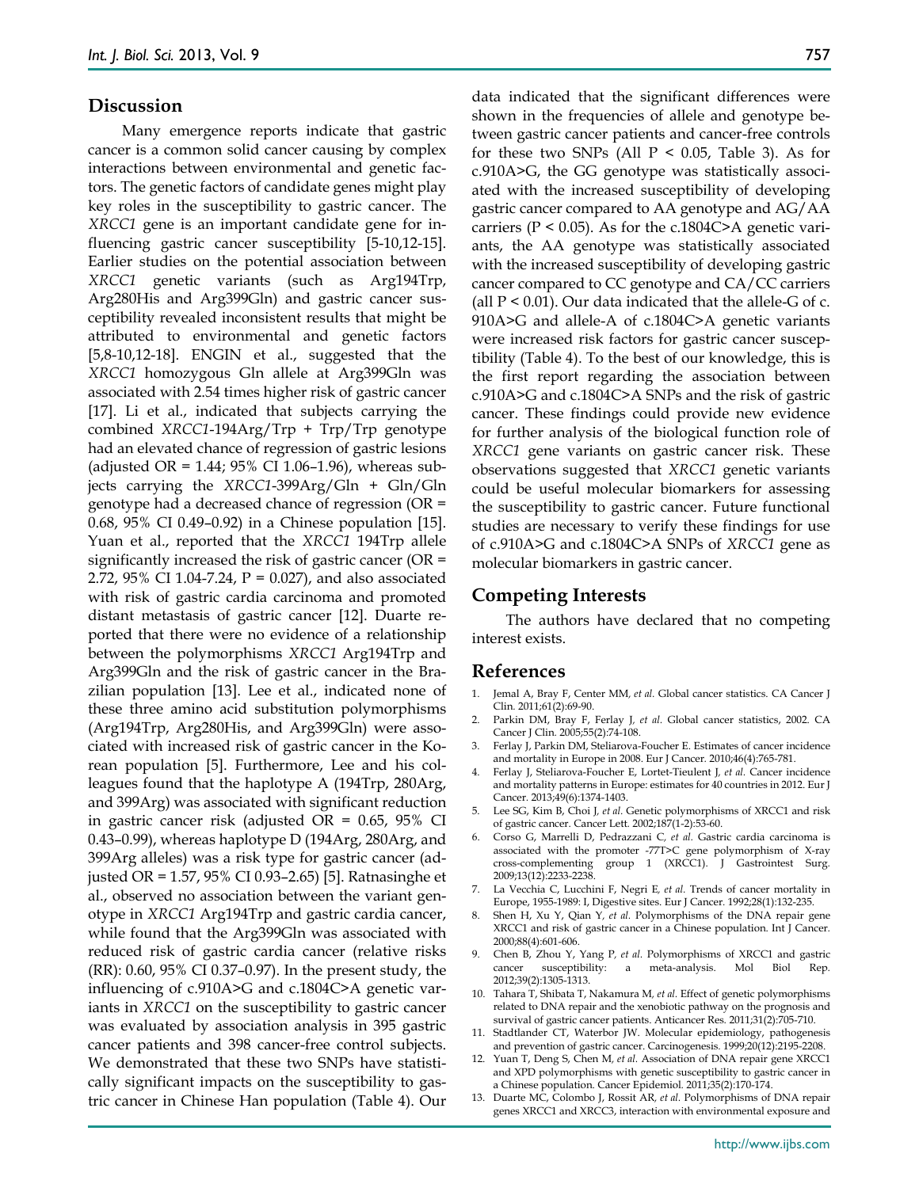## Discussion

Many emergence reports indicate that gastric cancer is a common solid cancer causing by complex interactions between environmental and genetic factors. The genetic factors of candidate genes might play key roles in the susceptibility to gastric cancer. The *XRCC1* gene is an important candidate gene for influencing gastric cancer susceptibility [5-10,12-15]. Earlier studies on the potential association between *XRCC1* genetic variants (such as Arg194Trp, Arg280His and Arg399Gln) and gastric cancer susceptibility revealed inconsistent results that might be attributed to environmental and genetic factors [5,8-10,12-18]. ENGIN et al., suggested that the *XRCC1* homozygous Gln allele at Arg399Gln was associated with 2.54 times higher risk of gastric cancer [17]. Li et al., indicated that subjects carrying the combined *XRCC1*-194Arg/Trp + Trp/Trp genotype had an elevated chance of regression of gastric lesions (adjusted OR = 1.44; 95% CI 1.06–1.96), whereas subjects carrying the *XRCC1*-399Arg/Gln + Gln/Gln genotype had a decreased chance of regression (OR = 0.68, 95% CI 0.49–0.92) in a Chinese population [15]. Yuan et al., reported that the *XRCC1* 194Trp allele significantly increased the risk of gastric cancer (OR = 2.72, 95% CI 1.04-7.24, P = 0.027), and also associated with risk of gastric cardia carcinoma and promoted distant metastasis of gastric cancer [12]. Duarte reported that there were no evidence of a relationship between the polymorphisms *XRCC1* Arg194Trp and Arg399Gln and the risk of gastric cancer in the Brazilian population [13]. Lee et al., indicated none of these three amino acid substitution polymorphisms (Arg194Trp, Arg280His, and Arg399Gln) were associated with increased risk of gastric cancer in the Korean population [5]. Furthermore, Lee and his colleagues found that the haplotype A (194Trp, 280Arg, and 399Arg) was associated with significant reduction in gastric cancer risk (adjusted OR = 0.65, 95% CI 0.43–0.99), whereas haplotype D (194Arg, 280Arg, and 399Arg alleles) was a risk type for gastric cancer (adjusted OR = 1.57, 95% CI 0.93–2.65) [5]. Ratnasinghe et al., observed no association between the variant genotype in *XRCC1* Arg194Trp and gastric cardia cancer, while found that the Arg399Gln was associated with reduced risk of gastric cardia cancer (relative risks (RR): 0.60, 95% CI 0.37–0.97). In the present study, the influencing of c.910A>G and c.1804C>A genetic variants in *XRCC1* on the susceptibility to gastric cancer was evaluated by association analysis in 395 gastric cancer patients and 398 cancer-free control subjects. We demonstrated that these two SNPs have statistically significant impacts on the susceptibility to gastric cancer in Chinese Han population (Table 4). Our data indicated that the significant differences were shown in the frequencies of allele and genotype between gastric cancer patients and cancer-free controls for these two SNPs (All $P < 0.05$, Table 3). As for c.910A>G, the GG genotype was statistically associated with the increased susceptibility of developing gastric cancer compared to AA genotype and AG/AA carriers ($P < 0.05$). As for the c.1804C>A genetic variants, the AA genotype was statistically associated with the increased susceptibility of developing gastric cancer compared to CC genotype and CA/CC carriers (all $P < 0.01$). Our data indicated that the allele-G of c. 910A>G and allele-A of c.1804C>A genetic variants were increased risk factors for gastric cancer susceptibility (Table 4). To the best of our knowledge, this is the first report regarding the association between c.910A>G and c.1804C>A SNPs and the risk of gastric cancer. These findings could provide new evidence for further analysis of the biological function role of *XRCC1* gene variants on gastric cancer risk. These observations suggested that *XRCC1* genetic variants could be useful molecular biomarkers for assessing the susceptibility to gastric cancer. Future functional studies are necessary to verify these findings for use of c.910A>G and c.1804C>A SNPs of *XRCC1* gene as molecular biomarkers in gastric cancer.

## Competing Interests

The authors have declared that no competing interest exists.

## References

1. Jemal A, Bray F, Center MM, *et al*. Global cancer statistics. CA Cancer J Clin. 2011;61(2):69-90.
2. Parkin DM, Bray F, Ferlay J, *et al*. Global cancer statistics, 2002. CA Cancer J Clin. 2005;55(2):74-108.
3. Ferlay J, Parkin DM, Steliarova-Foucher E. Estimates of cancer incidence and mortality in Europe in 2008. Eur J Cancer. 2010;46(4):765-781.
4. Ferlay J, Steliarova-Foucher E, Lortet-Tieulent J, *et al*. Cancer incidence and mortality patterns in Europe: estimates for 40 countries in 2012. Eur J Cancer. 2013;49(6):1374-1403.
5. Lee SG, Kim B, Choi J, *et al*. Genetic polymorphisms of XRCC1 and risk of gastric cancer. Cancer Lett. 2002;187(1-2):53-60.
6. Corso G, Marrelli D, Pedrazzani C, *et al*. Gastric cardia carcinoma is associated with the promoter -77T>C gene polymorphism of X-ray cross-complementing group 1 (XRCC1). J Gastrointest Surg. 2009;13(12):2233-2238.
7. La Vecchia C, Lucchini F, Negri E, *et al*. Trends of cancer mortality in Europe, 1955-1989: I, Digestive sites. Eur J Cancer. 1992;28(1):132-235.
8. Shen H, Xu Y, Qian Y, *et al*. Polymorphisms of the DNA repair gene XRCC1 and risk of gastric cancer in a Chinese population. Int J Cancer. 2000;88(4):601-606.
9. Chen B, Zhou Y, Yang P, *et al*. Polymorphisms of XRCC1 and gastric cancer susceptibility: a meta-analysis. Mol Biol Rep. 2012;39(2):1305-1313.
10. Tahara T, Shibata T, Nakamura M, *et al*. Effect of genetic polymorphisms related to DNA repair and the xenobiotic pathway on the prognosis and survival of gastric cancer patients. Anticancer Res. 2011;31(2):705-710.
11. Stadtlander CT, Waterbor JW. Molecular epidemiology, pathogenesis and prevention of gastric cancer. Carcinogenesis. 1999;20(12):2195-2208.
12. Yuan T, Deng S, Chen M, *et al*. Association of DNA repair gene XRCC1 and XPD polymorphisms with genetic susceptibility to gastric cancer in a Chinese population. Cancer Epidemiol. 2011;35(2):170-174.
13. Duarte MC, Colombo J, Rossit AR, *et al*. Polymorphisms of DNA repair genes XRCC1 and XRCC3, interaction with environmental exposure and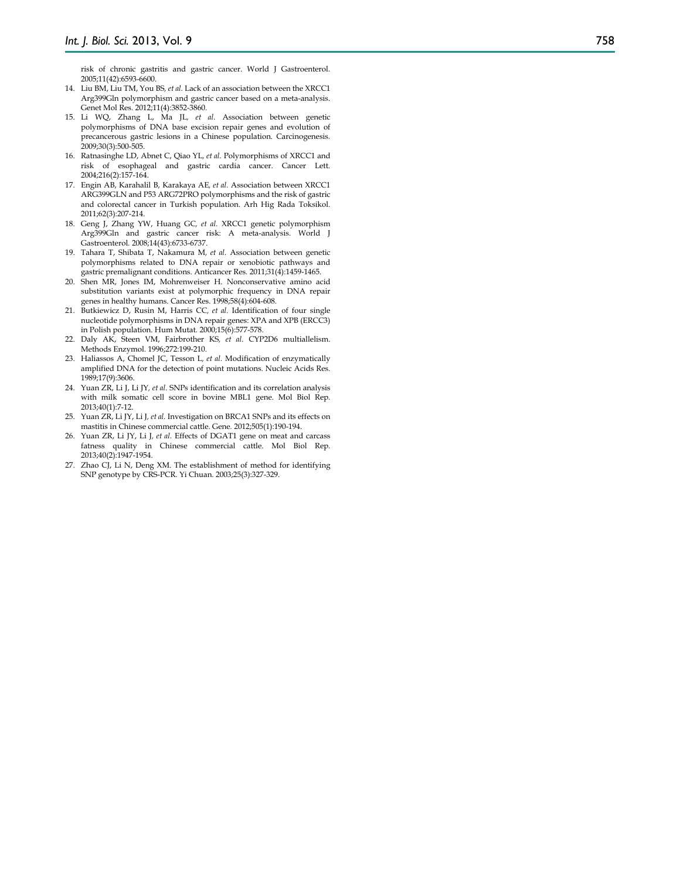risk of chronic gastritis and gastric cancer. World J Gastroenterol. 2005;11(42):6593-6600.

14. Liu BM, Liu TM, You BS, *et al*. Lack of an association between the XRCC1 Arg399Gln polymorphism and gastric cancer based on a meta-analysis. Genet Mol Res. 2012;11(4):3852-3860.
15. Li WQ, Zhang L, Ma JL, *et al*. Association between genetic polymorphisms of DNA base excision repair genes and evolution of precancerous gastric lesions in a Chinese population. Carcinogenesis. 2009;30(3):500-505.
16. Ratnasinghe LD, Abnet C, Qiao YL, *et al*. Polymorphisms of XRCC1 and risk of esophageal and gastric cardia cancer. Cancer Lett. 2004;216(2):157-164.
17. Engin AB, Karahalil B, Karakaya AE, *et al*. Association between XRCC1 ARG399GLN and P53 ARG72PRO polymorphisms and the risk of gastric and colorectal cancer in Turkish population. Arh Hig Rada Toksikol. 2011;62(3):207-214.
18. Geng J, Zhang YW, Huang GC, *et al*. XRCC1 genetic polymorphism Arg399Gln and gastric cancer risk: A meta-analysis. World J Gastroenterol. 2008;14(43):6733-6737.
19. Tahara T, Shibata T, Nakamura M, *et al*. Association between genetic polymorphisms related to DNA repair or xenobiotic pathways and gastric premalignant conditions. Anticancer Res. 2011;31(4):1459-1465.
20. Shen MR, Jones IM, Mohrenweiser H. Nonconservative amino acid substitution variants exist at polymorphic frequency in DNA repair genes in healthy humans. Cancer Res. 1998;58(4):604-608.
21. Butkiewicz D, Rusin M, Harris CC, *et al*. Identification of four single nucleotide polymorphisms in DNA repair genes: XPA and XPB (ERCC3) in Polish population. Hum Mutat. 2000;15(6):577-578.
22. Daly AK, Steen VM, Fairbrother KS, *et al*. CYP2D6 multiallelism. Methods Enzymol. 1996;272:199-210.
23. Haliassos A, Chomel JC, Tesson L, *et al*. Modification of enzymatically amplified DNA for the detection of point mutations. Nucleic Acids Res. 1989;17(9):3606.
24. Yuan ZR, Li J, Li JY, *et al*. SNPs identification and its correlation analysis with milk somatic cell score in bovine MBL1 gene. Mol Biol Rep. 2013;40(1):7-12.
25. Yuan ZR, Li JY, Li J, *et al*. Investigation on BRCA1 SNPs and its effects on mastitis in Chinese commercial cattle. Gene. 2012;505(1):190-194.
26. Yuan ZR, Li JY, Li J, *et al*. Effects of DGAT1 gene on meat and carcass fatness quality in Chinese commercial cattle. Mol Biol Rep. 2013;40(2):1947-1954.
27. Zhao CJ, Li N, Deng XM. The establishment of method for identifying SNP genotype by CRS-PCR. Yi Chuan. 2003;25(3):327-329.